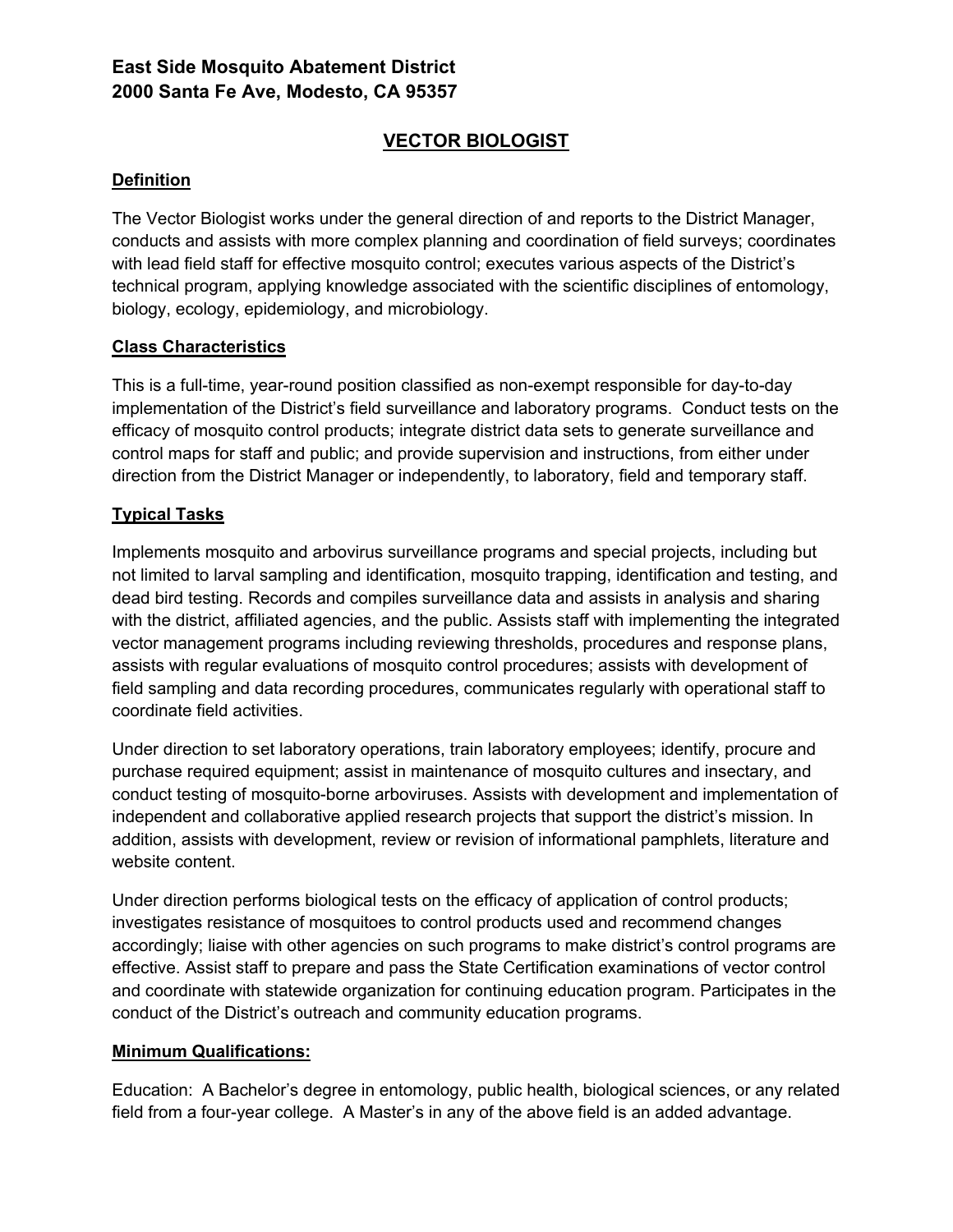**East Side Mosquito Abatement District**
**2000 Santa Fe Ave, Modesto, CA 95357**

# VECTOR BIOLOGIST

## Definition

The Vector Biologist works under the general direction of and reports to the District Manager, conducts and assists with more complex planning and coordination of field surveys; coordinates with lead field staff for effective mosquito control; executes various aspects of the District's technical program, applying knowledge associated with the scientific disciplines of entomology, biology, ecology, epidemiology, and microbiology.

## Class Characteristics

This is a full-time, year-round position classified as non-exempt responsible for day-to-day implementation of the District's field surveillance and laboratory programs. Conduct tests on the efficacy of mosquito control products; integrate district data sets to generate surveillance and control maps for staff and public; and provide supervision and instructions, from either under direction from the District Manager or independently, to laboratory, field and temporary staff.

## Typical Tasks

Implements mosquito and arbovirus surveillance programs and special projects, including but not limited to larval sampling and identification, mosquito trapping, identification and testing, and dead bird testing. Records and compiles surveillance data and assists in analysis and sharing with the district, affiliated agencies, and the public. Assists staff with implementing the integrated vector management programs including reviewing thresholds, procedures and response plans, assists with regular evaluations of mosquito control procedures; assists with development of field sampling and data recording procedures, communicates regularly with operational staff to coordinate field activities.

Under direction to set laboratory operations, train laboratory employees; identify, procure and purchase required equipment; assist in maintenance of mosquito cultures and insectary, and conduct testing of mosquito-borne arboviruses. Assists with development and implementation of independent and collaborative applied research projects that support the district's mission. In addition, assists with development, review or revision of informational pamphlets, literature and website content.

Under direction performs biological tests on the efficacy of application of control products; investigates resistance of mosquitoes to control products used and recommend changes accordingly; liaise with other agencies on such programs to make district's control programs are effective. Assist staff to prepare and pass the State Certification examinations of vector control and coordinate with statewide organization for continuing education program. Participates in the conduct of the District's outreach and community education programs.

## Minimum Qualifications:

Education: A Bachelor's degree in entomology, public health, biological sciences, or any related field from a four-year college. A Master's in any of the above field is an added advantage.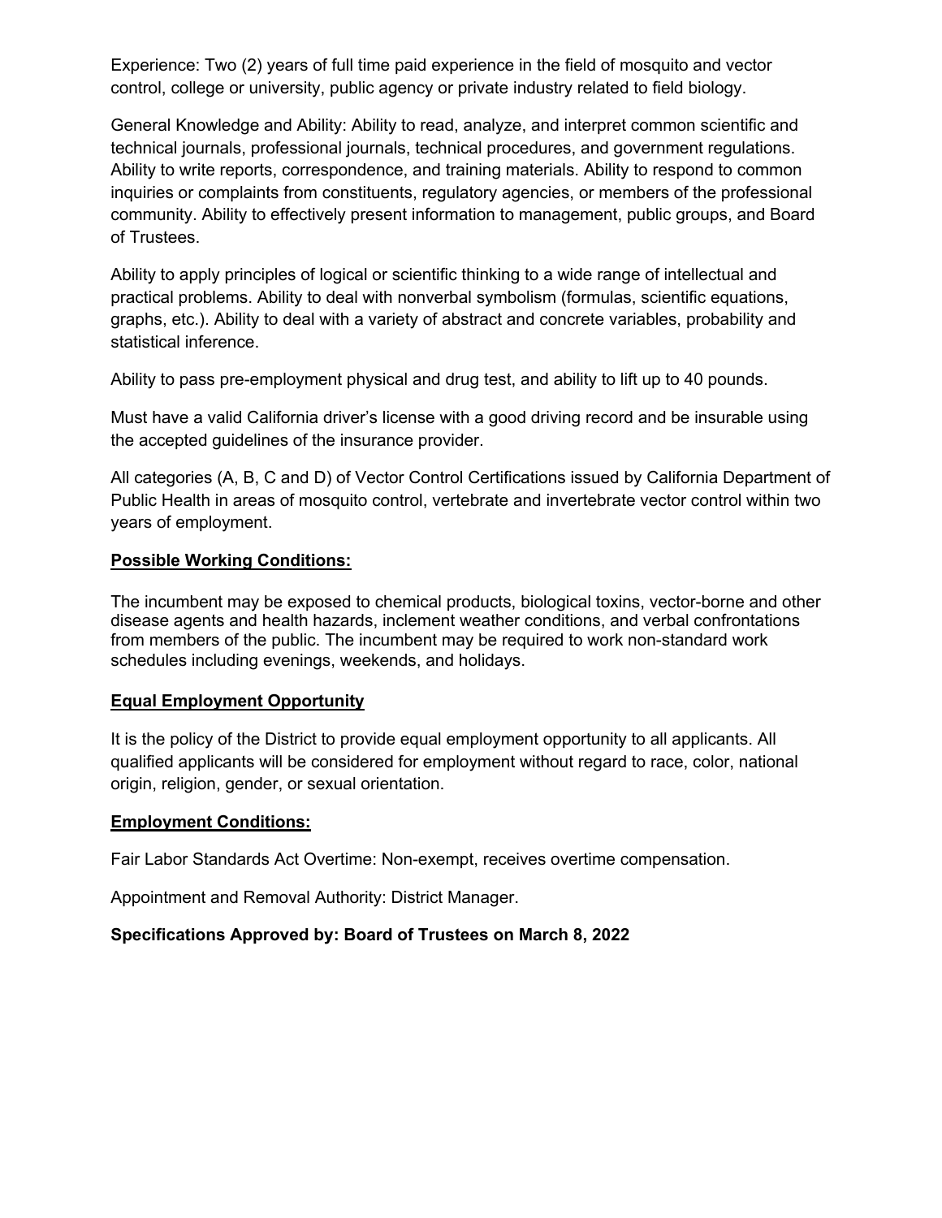Experience: Two (2) years of full time paid experience in the field of mosquito and vector control, college or university, public agency or private industry related to field biology.

General Knowledge and Ability: Ability to read, analyze, and interpret common scientific and technical journals, professional journals, technical procedures, and government regulations. Ability to write reports, correspondence, and training materials. Ability to respond to common inquiries or complaints from constituents, regulatory agencies, or members of the professional community. Ability to effectively present information to management, public groups, and Board of Trustees.

Ability to apply principles of logical or scientific thinking to a wide range of intellectual and practical problems. Ability to deal with nonverbal symbolism (formulas, scientific equations, graphs, etc.). Ability to deal with a variety of abstract and concrete variables, probability and statistical inference.

Ability to pass pre-employment physical and drug test, and ability to lift up to 40 pounds.

Must have a valid California driver's license with a good driving record and be insurable using the accepted guidelines of the insurance provider.

All categories (A, B, C and D) of Vector Control Certifications issued by California Department of Public Health in areas of mosquito control, vertebrate and invertebrate vector control within two years of employment.

**Possible Working Conditions:**

The incumbent may be exposed to chemical products, biological toxins, vector-borne and other disease agents and health hazards, inclement weather conditions, and verbal confrontations from members of the public. The incumbent may be required to work non-standard work schedules including evenings, weekends, and holidays.

**Equal Employment Opportunity**

It is the policy of the District to provide equal employment opportunity to all applicants. All qualified applicants will be considered for employment without regard to race, color, national origin, religion, gender, or sexual orientation.

**Employment Conditions:**

Fair Labor Standards Act Overtime: Non-exempt, receives overtime compensation.

Appointment and Removal Authority: District Manager.

**Specifications Approved by: Board of Trustees on March 8, 2022**